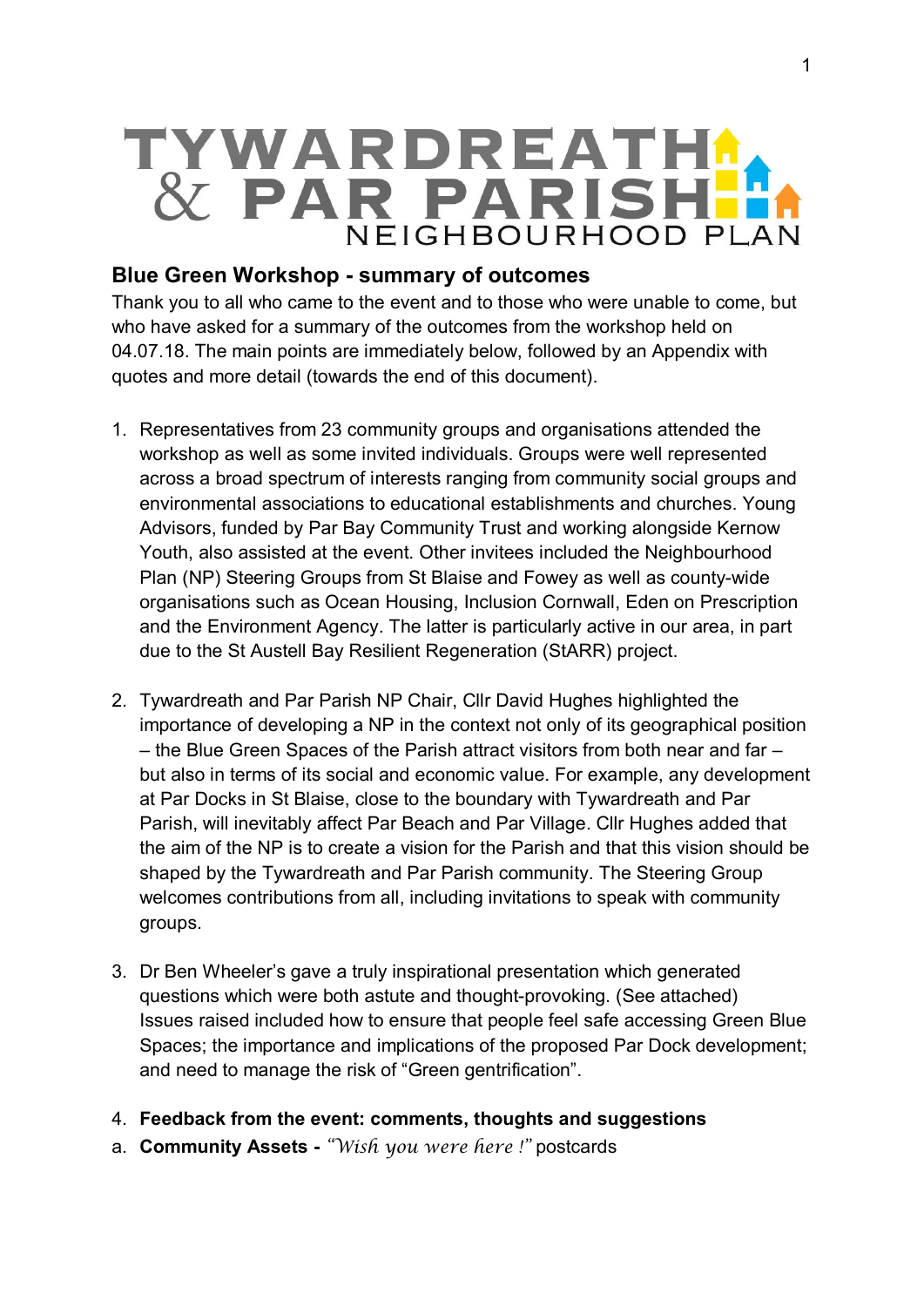# TYWARDREATH & PAR PARISH NEIGHBOURHOOD PLAN

## Blue Green Workshop - summary of outcomes

Thank you to all who came to the event and to those who were unable to come, but who have asked for a summary of the outcomes from the workshop held on 04.07.18. The main points are immediately below, followed by an Appendix with quotes and more detail (towards the end of this document).

1. Representatives from 23 community groups and organisations attended the workshop as well as some invited individuals. Groups were well represented across a broad spectrum of interests ranging from community social groups and environmental associations to educational establishments and churches. Young Advisors, funded by Par Bay Community Trust and working alongside Kernow Youth, also assisted at the event. Other invitees included the Neighbourhood Plan (NP) Steering Groups from St Blaise and Fowey as well as county-wide organisations such as Ocean Housing, Inclusion Cornwall, Eden on Prescription and the Environment Agency. The latter is particularly active in our area, in part due to the St Austell Bay Resilient Regeneration (StARR) project.

2. Tywardreath and Par Parish NP Chair, Cllr David Hughes highlighted the importance of developing a NP in the context not only of its geographical position – the Blue Green Spaces of the Parish attract visitors from both near and far – but also in terms of its social and economic value. For example, any development at Par Docks in St Blaise, close to the boundary with Tywardreath and Par Parish, will inevitably affect Par Beach and Par Village. Cllr Hughes added that the aim of the NP is to create a vision for the Parish and that this vision should be shaped by the Tywardreath and Par Parish community. The Steering Group welcomes contributions from all, including invitations to speak with community groups.

3. Dr Ben Wheeler's gave a truly inspirational presentation which generated questions which were both astute and thought-provoking. (See attached) Issues raised included how to ensure that people feel safe accessing Green Blue Spaces; the importance and implications of the proposed Par Dock development; and need to manage the risk of "Green gentrification".

4. **Feedback from the event: comments, thoughts and suggestions**

a. **Community Assets -** *"Wish you were here !"* postcards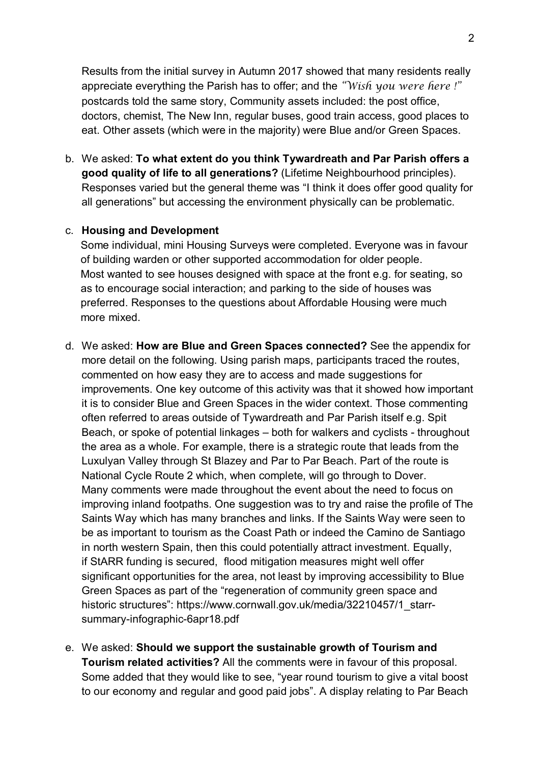Results from the initial survey in Autumn 2017 showed that many residents really appreciate everything the Parish has to offer; and the *"Wish you were here !"* postcards told the same story, Community assets included: the post office, doctors, chemist, The New Inn, regular buses, good train access, good places to eat. Other assets (which were in the majority) were Blue and/or Green Spaces.

b. We asked: **To what extent do you think Tywardreath and Par Parish offers a good quality of life to all generations?** (Lifetime Neighbourhood principles). Responses varied but the general theme was "I think it does offer good quality for all generations" but accessing the environment physically can be problematic.

c. **Housing and Development**
Some individual, mini Housing Surveys were completed. Everyone was in favour of building warden or other supported accommodation for older people. Most wanted to see houses designed with space at the front e.g. for seating, so as to encourage social interaction; and parking to the side of houses was preferred. Responses to the questions about Affordable Housing were much more mixed.

d. We asked: **How are Blue and Green Spaces connected?** See the appendix for more detail on the following. Using parish maps, participants traced the routes, commented on how easy they are to access and made suggestions for improvements. One key outcome of this activity was that it showed how important it is to consider Blue and Green Spaces in the wider context. Those commenting often referred to areas outside of Tywardreath and Par Parish itself e.g. Spit Beach, or spoke of potential linkages – both for walkers and cyclists - throughout the area as a whole. For example, there is a strategic route that leads from the Luxulyan Valley through St Blazey and Par to Par Beach. Part of the route is National Cycle Route 2 which, when complete, will go through to Dover.
Many comments were made throughout the event about the need to focus on improving inland footpaths. One suggestion was to try and raise the profile of The Saints Way which has many branches and links. If the Saints Way were seen to be as important to tourism as the Coast Path or indeed the Camino de Santiago in north western Spain, then this could potentially attract investment. Equally, if StARR funding is secured, flood mitigation measures might well offer significant opportunities for the area, not least by improving accessibility to Blue Green Spaces as part of the "regeneration of community green space and historic structures": https://www.cornwall.gov.uk/media/32210457/1_starr-summary-infographic-6apr18.pdf

e. We asked: **Should we support the sustainable growth of Tourism and Tourism related activities?** All the comments were in favour of this proposal. Some added that they would like to see, "year round tourism to give a vital boost to our economy and regular and good paid jobs". A display relating to Par Beach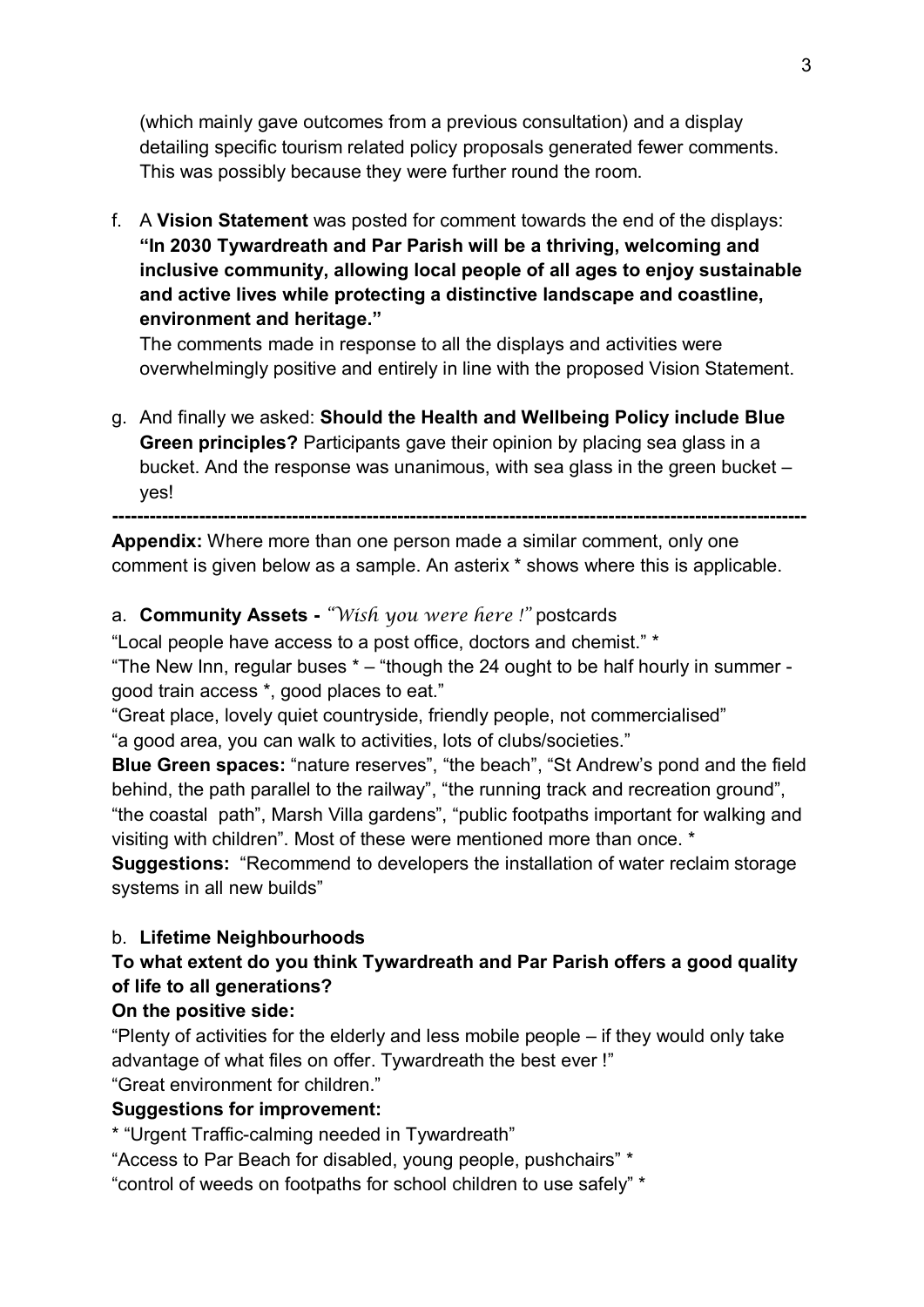(which mainly gave outcomes from a previous consultation) and a display detailing specific tourism related policy proposals generated fewer comments. This was possibly because they were further round the room.

f. A **Vision Statement** was posted for comment towards the end of the displays: **"In 2030 Tywardreath and Par Parish will be a thriving, welcoming and inclusive community, allowing local people of all ages to enjoy sustainable and active lives while protecting a distinctive landscape and coastline, environment and heritage."**
   The comments made in response to all the displays and activities were overwhelmingly positive and entirely in line with the proposed Vision Statement.

g. And finally we asked: **Should the Health and Wellbeing Policy include Blue Green principles?** Participants gave their opinion by placing sea glass in a bucket. And the response was unanimous, with sea glass in the green bucket – yes!

---

**Appendix:** Where more than one person made a similar comment, only one comment is given below as a sample. An asterix * shows where this is applicable.

a. **Community Assets -** *"Wish you were here !"* postcards

"Local people have access to a post office, doctors and chemist." *
"The New Inn, regular buses * – "though the 24 ought to be half hourly in summer - good train access *, good places to eat."
"Great place, lovely quiet countryside, friendly people, not commercialised"
"a good area, you can walk to activities, lots of clubs/societies."
**Blue Green spaces:** "nature reserves", "the beach", "St Andrew's pond and the field behind, the path parallel to the railway", "the running track and recreation ground", "the coastal path", Marsh Villa gardens", "public footpaths important for walking and visiting with children". Most of these were mentioned more than once. *
**Suggestions:** "Recommend to developers the installation of water reclaim storage systems in all new builds"

b. **Lifetime Neighbourhoods**

**To what extent do you think Tywardreath and Par Parish offers a good quality of life to all generations?**

**On the positive side:**
"Plenty of activities for the elderly and less mobile people – if they would only take advantage of what files on offer. Tywardreath the best ever !"
"Great environment for children."

**Suggestions for improvement:**
* "Urgent Traffic-calming needed in Tywardreath"
"Access to Par Beach for disabled, young people, pushchairs" *
"control of weeds on footpaths for school children to use safely" *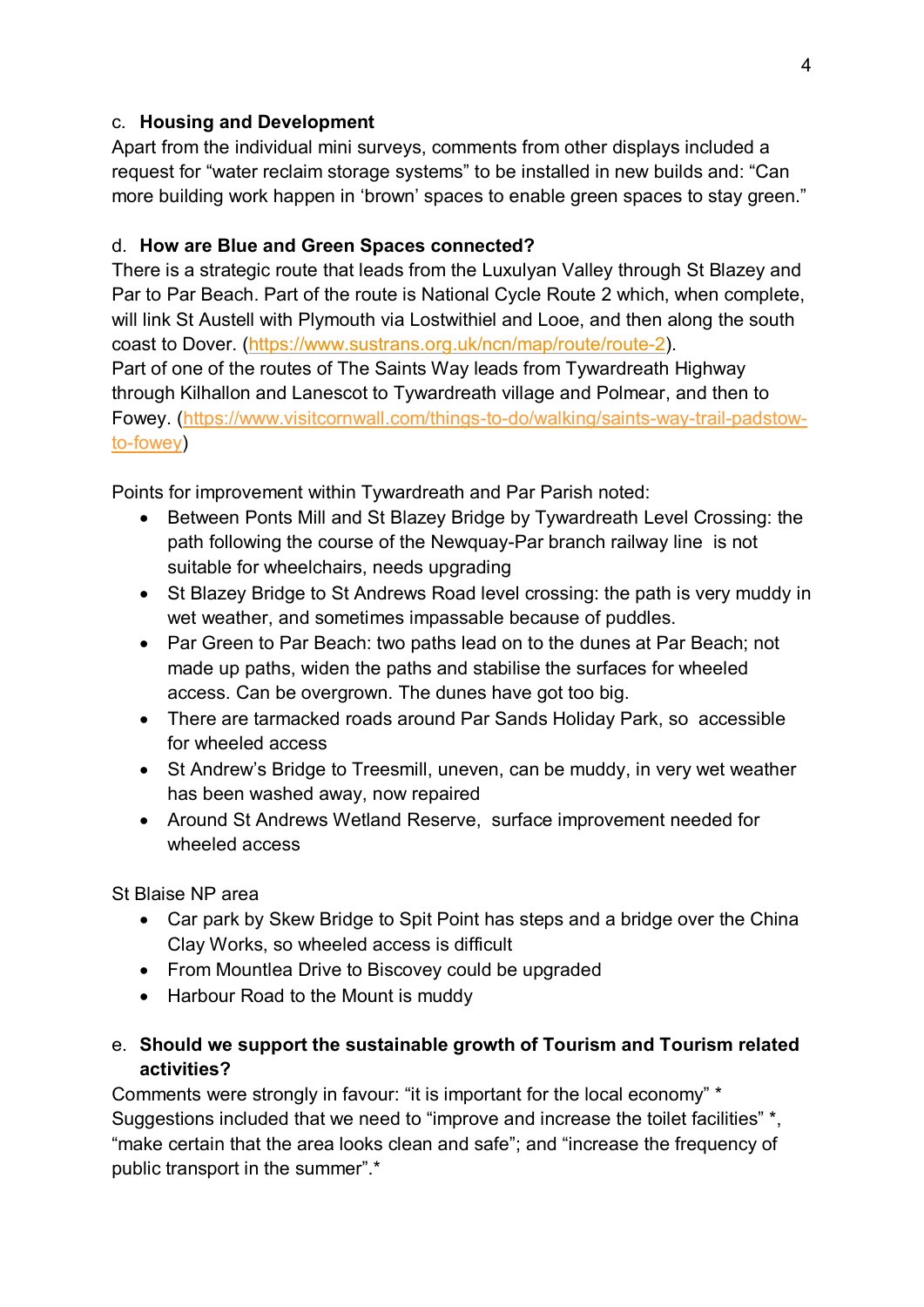c. **Housing and Development**

Apart from the individual mini surveys, comments from other displays included a request for “water reclaim storage systems” to be installed in new builds and: “Can more building work happen in ‘brown’ spaces to enable green spaces to stay green.”

d. **How are Blue and Green Spaces connected?**

There is a strategic route that leads from the Luxulyan Valley through St Blazey and Par to Par Beach. Part of the route is National Cycle Route 2 which, when complete, will link St Austell with Plymouth via Lostwithiel and Looe, and then along the south coast to Dover. (https://www.sustrans.org.uk/ncn/map/route/route-2).
Part of one of the routes of The Saints Way leads from Tywardreath Highway through Kilhallon and Lanescot to Tywardreath village and Polmear, and then to Fowey. (https://www.visitcornwall.com/things-to-do/walking/saints-way-trail-padstow-to-fowey)

Points for improvement within Tywardreath and Par Parish noted:

- Between Ponts Mill and St Blazey Bridge by Tywardreath Level Crossing: the path following the course of the Newquay-Par branch railway line is not suitable for wheelchairs, needs upgrading
- St Blazey Bridge to St Andrews Road level crossing: the path is very muddy in wet weather, and sometimes impassable because of puddles.
- Par Green to Par Beach: two paths lead on to the dunes at Par Beach; not made up paths, widen the paths and stabilise the surfaces for wheeled access. Can be overgrown. The dunes have got too big.
- There are tarmacked roads around Par Sands Holiday Park, so accessible for wheeled access
- St Andrew’s Bridge to Treesmill, uneven, can be muddy, in very wet weather has been washed away, now repaired
- Around St Andrews Wetland Reserve, surface improvement needed for wheeled access

St Blaise NP area

- Car park by Skew Bridge to Spit Point has steps and a bridge over the China Clay Works, so wheeled access is difficult
- From Mountlea Drive to Biscovey could be upgraded
- Harbour Road to the Mount is muddy

e. **Should we support the sustainable growth of Tourism and Tourism related activities?**

Comments were strongly in favour: “it is important for the local economy” *
Suggestions included that we need to “improve and increase the toilet facilities” *, “make certain that the area looks clean and safe”; and “increase the frequency of public transport in the summer”.*